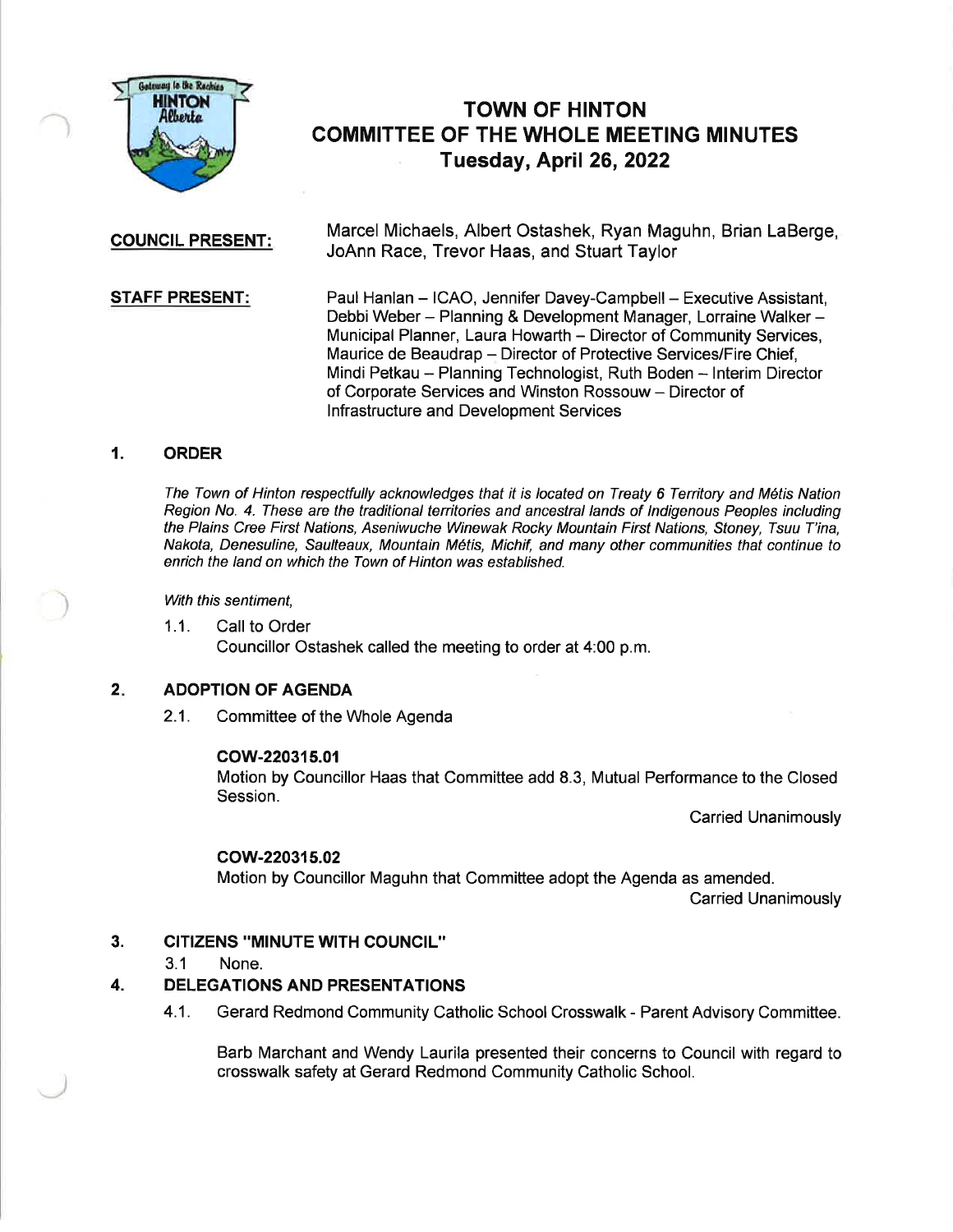# TOWN OF HINTON
# COMMITTEE OF THE WHOLE MEETING MINUTES
## Tuesday, April 26, 2022

**COUNCIL PRESENT:** Marcel Michaels, Albert Ostashek, Ryan Maguhn, Brian LaBerge, JoAnn Race, Trevor Haas, and Stuart Taylor

**STAFF PRESENT:** Paul Hanlan – ICAO, Jennifer Davey-Campbell – Executive Assistant, Debbi Weber – Planning & Development Manager, Lorraine Walker – Municipal Planner, Laura Howarth – Director of Community Services, Maurice de Beaudrap – Director of Protective Services/Fire Chief, Mindi Petkau – Planning Technologist, Ruth Boden – Interim Director of Corporate Services and Winston Rossouw – Director of Infrastructure and Development Services

## 1. ORDER

*The Town of Hinton respectfully acknowledges that it is located on Treaty 6 Territory and Métis Nation Region No. 4. These are the traditional territories and ancestral lands of Indigenous Peoples including the Plains Cree First Nations, Aseniwuche Winewak Rocky Mountain First Nations, Stoney, Tsuu T'ina, Nakota, Denesuline, Saulteaux, Mountain Métis, Michif, and many other communities that continue to enrich the land on which the Town of Hinton was established.*

*With this sentiment,*

1.1. Call to Order
Councillor Ostashek called the meeting to order at 4:00 p.m.

## 2. ADOPTION OF AGENDA

2.1. Committee of the Whole Agenda

**COW-220315.01**
Motion by Councillor Haas that Committee add 8.3, Mutual Performance to the Closed Session.

Carried Unanimously

**COW-220315.02**
Motion by Councillor Maguhn that Committee adopt the Agenda as amended.

Carried Unanimously

## 3. CITIZENS "MINUTE WITH COUNCIL"

3.1 None.

## 4. DELEGATIONS AND PRESENTATIONS

4.1. Gerard Redmond Community Catholic School Crosswalk - Parent Advisory Committee.

Barb Marchant and Wendy Laurila presented their concerns to Council with regard to crosswalk safety at Gerard Redmond Community Catholic School.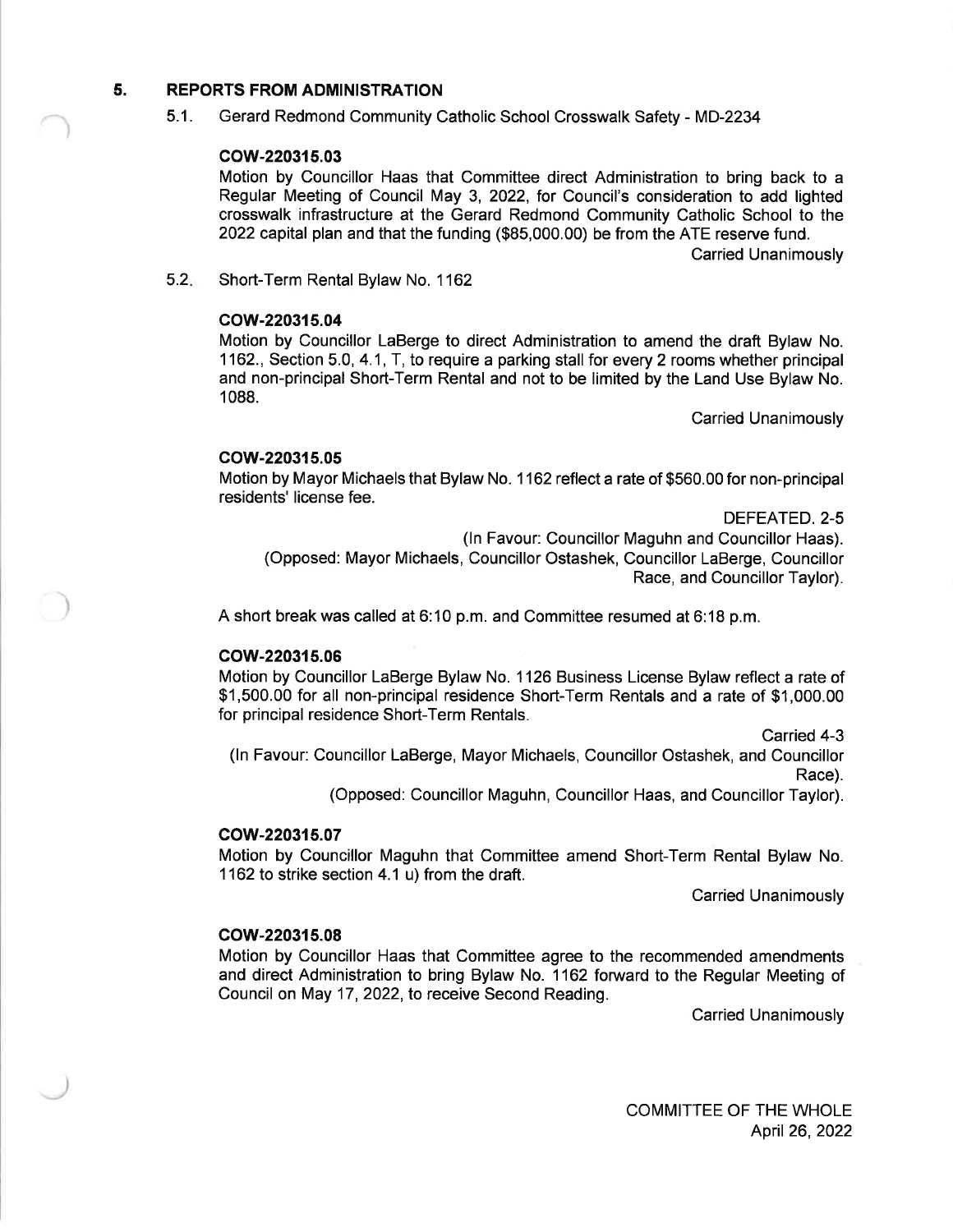## 5. REPORTS FROM ADMINISTRATION

5.1. Gerard Redmond Community Catholic School Crosswalk Safety - MD-2234

**COW-220315.03**

Motion by Councillor Haas that Committee direct Administration to bring back to a Regular Meeting of Council May 3, 2022, for Council's consideration to add lighted crosswalk infrastructure at the Gerard Redmond Community Catholic School to the 2022 capital plan and that the funding ($85,000.00) be from the ATE reserve fund.

Carried Unanimously

5.2. Short-Term Rental Bylaw No. 1162

**COW-220315.04**

Motion by Councillor LaBerge to direct Administration to amend the draft Bylaw No. 1162., Section 5.0, 4.1, T, to require a parking stall for every 2 rooms whether principal and non-principal Short-Term Rental and not to be limited by the Land Use Bylaw No. 1088.

Carried Unanimously

**COW-220315.05**

Motion by Mayor Michaels that Bylaw No. 1162 reflect a rate of $560.00 for non-principal residents' license fee.

DEFEATED. 2-5

(In Favour: Councillor Maguhn and Councillor Haas).

(Opposed: Mayor Michaels, Councillor Ostashek, Councillor LaBerge, Councillor Race, and Councillor Taylor).

A short break was called at 6:10 p.m. and Committee resumed at 6:18 p.m.

**COW-220315.06**

Motion by Councillor LaBerge Bylaw No. 1126 Business License Bylaw reflect a rate of $1,500.00 for all non-principal residence Short-Term Rentals and a rate of $1,000.00 for principal residence Short-Term Rentals.

Carried 4-3

(In Favour: Councillor LaBerge, Mayor Michaels, Councillor Ostashek, and Councillor Race).

(Opposed: Councillor Maguhn, Councillor Haas, and Councillor Taylor).

**COW-220315.07**

Motion by Councillor Maguhn that Committee amend Short-Term Rental Bylaw No. 1162 to strike section 4.1 u) from the draft.

Carried Unanimously

**COW-220315.08**

Motion by Councillor Haas that Committee agree to the recommended amendments and direct Administration to bring Bylaw No. 1162 forward to the Regular Meeting of Council on May 17, 2022, to receive Second Reading.

Carried Unanimously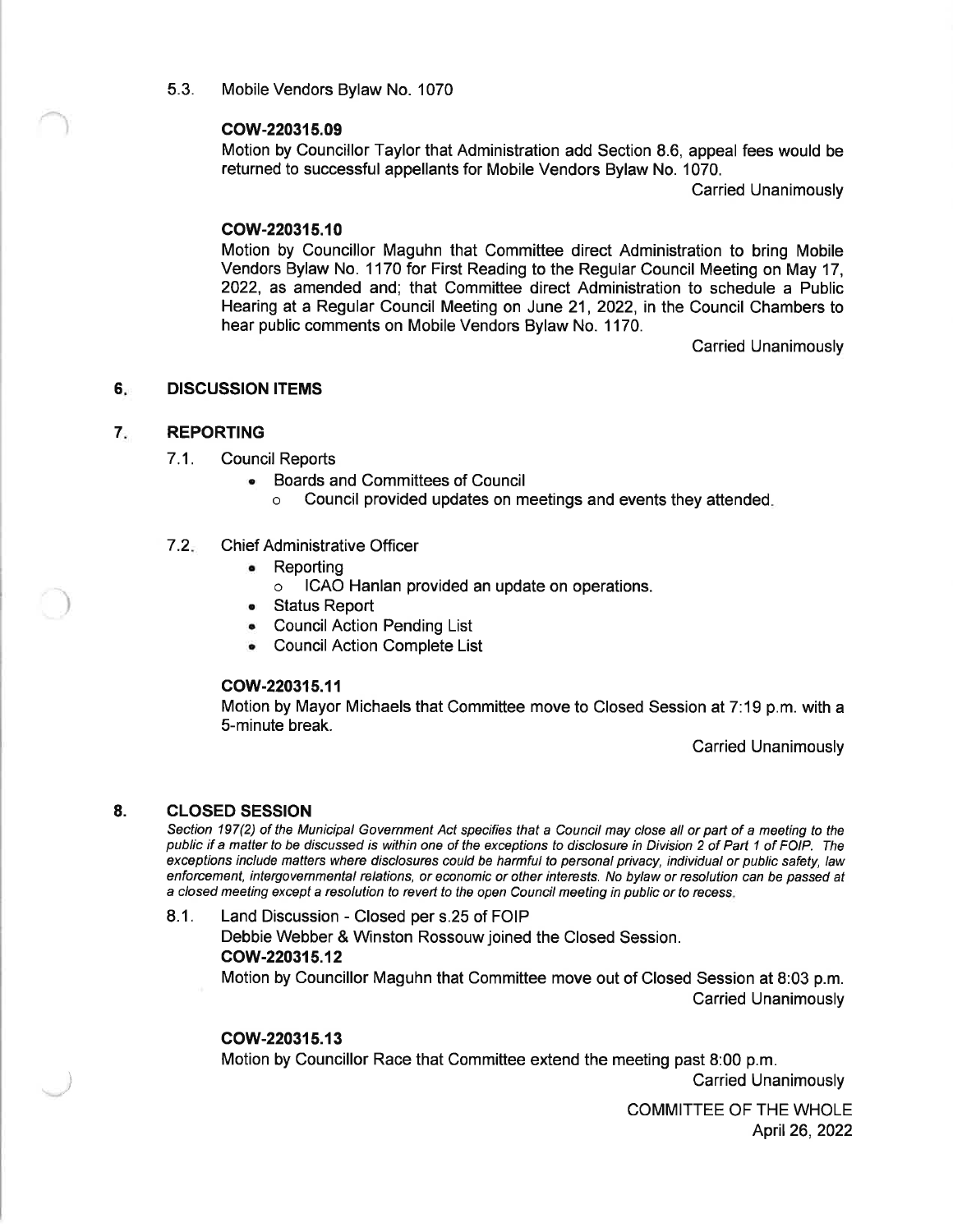5.3. Mobile Vendors Bylaw No. 1070

**COW-220315.09**

Motion by Councillor Taylor that Administration add Section 8.6, appeal fees would be returned to successful appellants for Mobile Vendors Bylaw No. 1070.

Carried Unanimously

**COW-220315.10**

Motion by Councillor Maguhn that Committee direct Administration to bring Mobile Vendors Bylaw No. 1170 for First Reading to the Regular Council Meeting on May 17, 2022, as amended and; that Committee direct Administration to schedule a Public Hearing at a Regular Council Meeting on June 21, 2022, in the Council Chambers to hear public comments on Mobile Vendors Bylaw No. 1170.

Carried Unanimously

## 6. DISCUSSION ITEMS

## 7. REPORTING

7.1. Council Reports

- Boards and Committees of Council
  - Council provided updates on meetings and events they attended.

7.2. Chief Administrative Officer

- Reporting
  - ICAO Hanlan provided an update on operations.
- Status Report
- Council Action Pending List
- Council Action Complete List

**COW-220315.11**

Motion by Mayor Michaels that Committee move to Closed Session at 7:19 p.m. with a 5-minute break.

Carried Unanimously

## 8. CLOSED SESSION

*Section 197(2) of the Municipal Government Act specifies that a Council may close all or part of a meeting to the public if a matter to be discussed is within one of the exceptions to disclosure in Division 2 of Part 1 of FOIP. The exceptions include matters where disclosures could be harmful to personal privacy, individual or public safety, law enforcement, intergovernmental relations, or economic or other interests. No bylaw or resolution can be passed at a closed meeting except a resolution to revert to the open Council meeting in public or to recess.*

8.1. Land Discussion - Closed per s.25 of FOIP

Debbie Webber & Winston Rossouw joined the Closed Session.

**COW-220315.12**

Motion by Councillor Maguhn that Committee move out of Closed Session at 8:03 p.m.

Carried Unanimously

**COW-220315.13**

Motion by Councillor Race that Committee extend the meeting past 8:00 p.m.

Carried Unanimously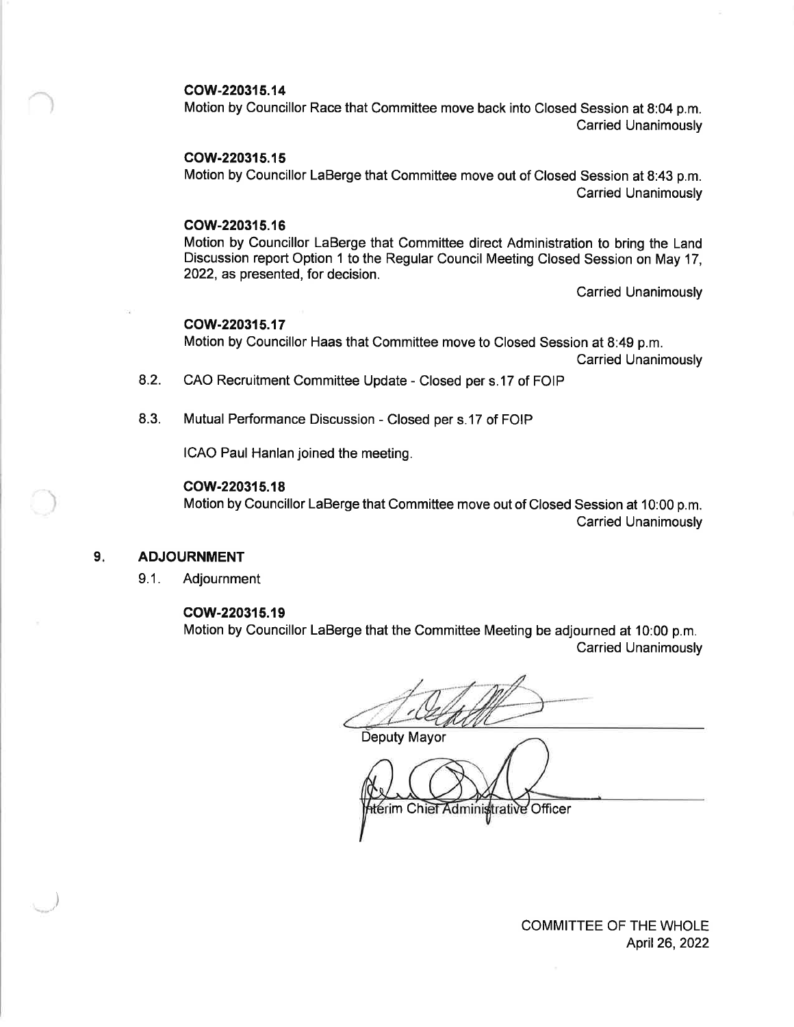**COW-220315.14**

Motion by Councillor Race that Committee move back into Closed Session at 8:04 p.m.

Carried Unanimously

**COW-220315.15**

Motion by Councillor LaBerge that Committee move out of Closed Session at 8:43 p.m.

Carried Unanimously

**COW-220315.16**

Motion by Councillor LaBerge that Committee direct Administration to bring the Land Discussion report Option 1 to the Regular Council Meeting Closed Session on May 17, 2022, as presented, for decision.

Carried Unanimously

**COW-220315.17**

Motion by Councillor Haas that Committee move to Closed Session at 8:49 p.m.

Carried Unanimously

8.2. CAO Recruitment Committee Update - Closed per s.17 of FOIP

8.3. Mutual Performance Discussion - Closed per s.17 of FOIP

ICAO Paul Hanlan joined the meeting.

**COW-220315.18**

Motion by Councillor LaBerge that Committee move out of Closed Session at 10:00 p.m.

Carried Unanimously

## 9. ADJOURNMENT

9.1. Adjournment

**COW-220315.19**

Motion by Councillor LaBerge that the Committee Meeting be adjourned at 10:00 p.m.

Carried Unanimously

Deputy Mayor

Interim Chief Administrative Officer

COMMITTEE OF THE WHOLE
April 26, 2022